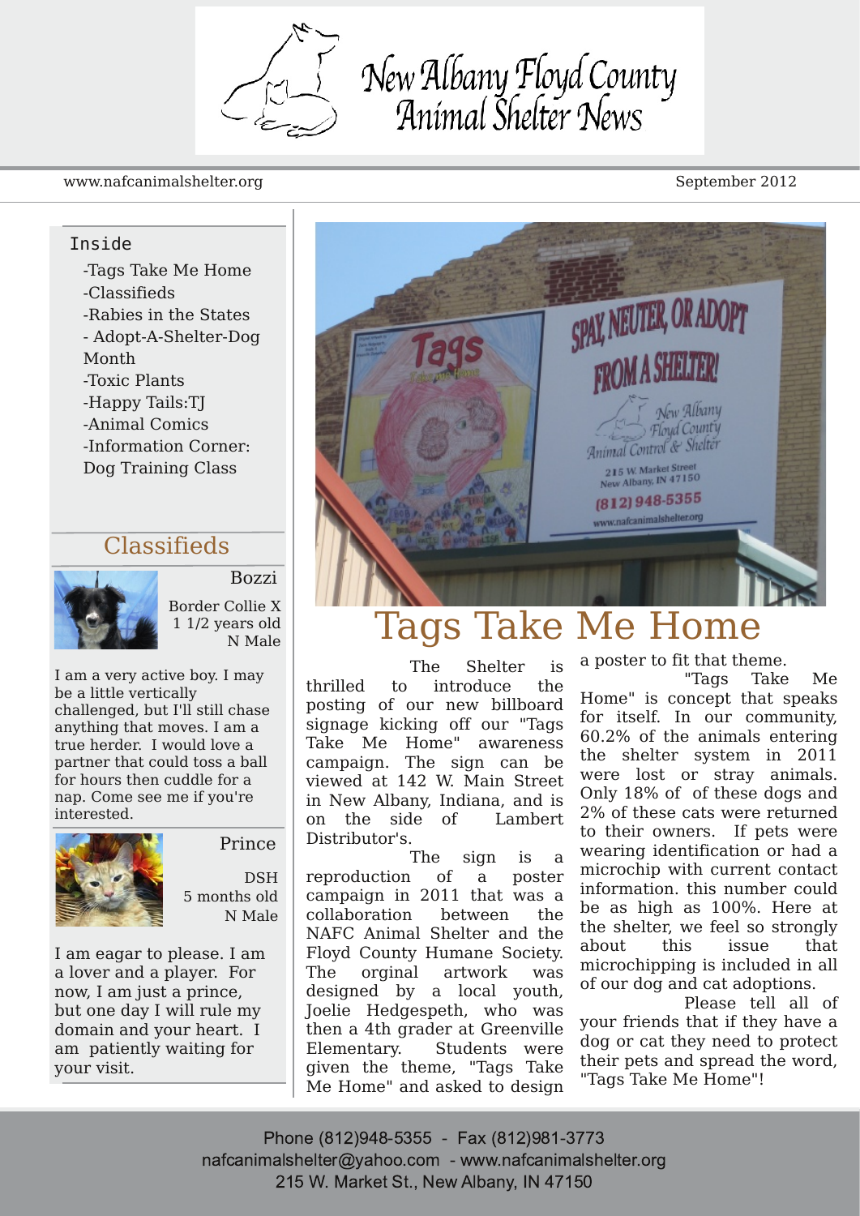# New Albany Floyd County Animal Shelter News

www.nafcanimalshelter.org

September 2012

**Inside**

- -Tags Take Me Home
- -Classifieds
- -Rabies in the States
- - Adopt-A-Shelter-Dog Month
- -Toxic Plants
- -Happy Tails:TJ
- -Animal Comics
- -Information Corner: Dog Training Class

## Classifieds

**Bozzi**

Border Collie X
1 1/2 years old
N Male

I am a very active boy. I may be a little vertically challenged, but I'll still chase anything that moves. I am a true herder. I would love a partner that could toss a ball for hours then cuddle for a nap. Come see me if you're interested.

**Prince**

DSH
5 months old
N Male

I am eager to please. I am a lover and a player. For now, I am just a prince, but one day I will rule my domain and your heart. I am patiently waiting for your visit.

# Tags Take Me Home

The Shelter is thrilled to introduce the posting of our new billboard signage kicking off our "Tags Take Me Home" awareness campaign. The sign can be viewed at 142 W. Main Street in New Albany, Indiana, and is on the side of Lambert Distributor's.

The sign is a reproduction of a poster campaign in 2011 that was a collaboration between the NAFC Animal Shelter and the Floyd County Humane Society. The orginal artwork was designed by a local youth, Joelie Hedgespeth, who was then a 4th grader at Greenville Elementary. Students were given the theme, "Tags Take Me Home" and asked to design a poster to fit that theme.

"Tags Take Me Home" is concept that speaks for itself. In our community, 60.2% of the animals entering the shelter system in 2011 were lost or stray animals. Only 18% of of these dogs and 2% of these cats were returned to their owners. If pets were wearing identification or had a microchip with current contact information. this number could be as high as 100%. Here at the shelter, we feel so strongly about this issue that microchipping is included in all of our dog and cat adoptions.

Please tell all of your friends that if they have a dog or cat they need to protect their pets and spread the word, "Tags Take Me Home"!

Phone (812)948-5355 - Fax (812)981-3773
nafcanimalshelter@yahoo.com - www.nafcanimalshelter.org
215 W. Market St., New Albany, IN 47150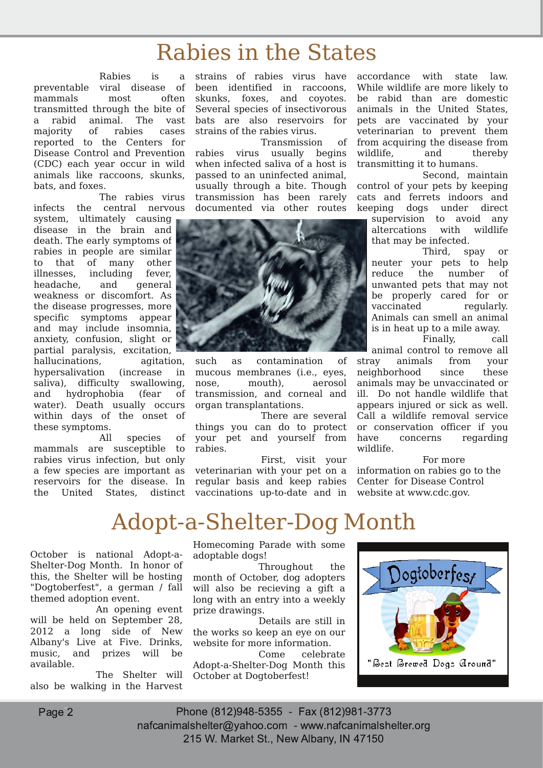# Rabies in the States

Rabies is a preventable viral disease of mammals most often transmitted through the bite of a rabid animal. The vast majority of rabies cases reported to the Centers for Disease Control and Prevention (CDC) each year occur in wild animals like raccoons, skunks, bats, and foxes.

The rabies virus infects the central nervous system, ultimately causing disease in the brain and death. The early symptoms of rabies in people are similar to that of many other illnesses, including fever, headache, and general weakness or discomfort. As the disease progresses, more specific symptoms appear and may include insomnia, anxiety, confusion, slight or partial paralysis, excitation, hallucinations, agitation, hypersalivation (increase in saliva), difficulty swallowing, and hydrophobia (fear of water). Death usually occurs within days of the onset of these symptoms.

All species of mammals are susceptible to rabies virus infection, but only a few species are important as reservoirs for the disease. In the United States, distinct strains of rabies virus have been identified in raccoons, skunks, foxes, and coyotes. Several species of insectivorous bats are also reservoirs for strains of the rabies virus.

Transmission of rabies virus usually begins when infected saliva of a host is passed to an uninfected animal, usually through a bite. Though transmission has been rarely documented via other routes such as contamination of mucous membranes (i.e., eyes, nose, mouth), aerosol transmission, and corneal and organ transplantations.

There are several things you can do to protect your pet and yourself from rabies.

First, visit your veterinarian with your pet on a regular basis and keep rabies vaccinations up-to-date and in accordance with state law. While wildlife are more likely to be rabid than are domestic animals in the United States, pets are vaccinated by your veterinarian to prevent them from acquiring the disease from wildlife, and thereby transmitting it to humans.

Second, maintain control of your pets by keeping cats and ferrets indoors and keeping dogs under direct supervision to avoid any altercations with wildlife that may be infected.

Third, spay or neuter your pets to help reduce the number of unwanted pets that may not be properly cared for or vaccinated regularly. Animals can smell an animal is in heat up to a mile away.

Finally, call animal control to remove all stray animals from your neighborhood since these animals may be unvaccinated or ill. Do not handle wildlife that appears injured or sick as well. Call a wildlife removal service or conservation officer if you have concerns regarding wildlife.

For more information on rabies go to the Center for Disease Control website at www.cdc.gov.

# Adopt-a-Shelter-Dog Month

October is national Adopt-a-Shelter-Dog Month. In honor of this, the Shelter will be hosting "Dogtoberfest", a german / fall themed adoption event.

An opening event will be held on September 28, 2012 a long side of New Albany's Live at Five. Drinks, music, and prizes will be available.

The Shelter will also be walking in the Harvest Homecoming Parade with some adoptable dogs!

Throughout the month of October, dog adopters will also be recieving a gift a long with an entry into a weekly prize drawings.

Details are still in the works so keep an eye on our website for more information.

Come celebrate Adopt-a-Shelter-Dog Month this October at Dogtoberfest!

Dogtoberfest

"Best Brewed Dogs Around"

Phone (812)948-5355 - Fax (812)981-3773
nafcanimalshelter@yahoo.com - www.nafcanimalshelter.org
215 W. Market St., New Albany, IN 47150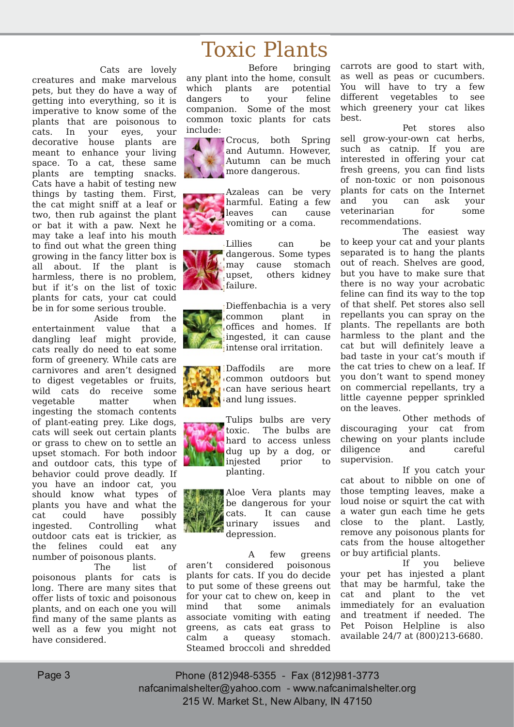# Toxic Plants

Cats are lovely creatures and make marvelous pets, but they do have a way of getting into everything, so it is imperative to know some of the plants that are poisonous to cats. In your eyes, your decorative house plants are meant to enhance your living space. To a cat, these same plants are tempting snacks. Cats have a habit of testing new things by tasting them. First, the cat might sniff at a leaf or two, then rub against the plant or bat it with a paw. Next he may take a leaf into his mouth to find out what the green thing growing in the fancy litter box is all about. If the plant is harmless, there is no problem, but if it's on the list of toxic plants for cats, your cat could be in for some serious trouble.

Aside from the entertainment value that a dangling leaf might provide, cats really do need to eat some form of greenery. While cats are carnivores and aren't designed to digest vegetables or fruits, wild cats do receive some vegetable matter when ingesting the stomach contents of plant-eating prey. Like dogs, cats will seek out certain plants or grass to chew on to settle an upset stomach. For both indoor and outdoor cats, this type of behavior could prove deadly. If you have an indoor cat, you should know what types of plants you have and what the cat could have possibly ingested. Controlling what outdoor cats eat is trickier, as the felines could eat any number of poisonous plants.

The list of poisonous plants for cats is long. There are many sites that offer lists of toxic and poisonous plants, and on each one you will find many of the same plants as well as a few you might not have considered.

Before bringing any plant into the home, consult which plants are potential dangers to your feline companion. Some of the most common toxic plants for cats include:

Crocus, both Spring and Autumn. However, Autumn can be much more dangerous.

Azaleas can be very harmful. Eating a few leaves can cause vomiting or a coma.

Lillies can be dangerous. Some types may cause stomach upset, others kidney failure.

Dieffenbachia is a very common plant in offices and homes. If ingested, it can cause intense oral irritation.

Daffodils are more common outdoors but can have serious heart and lung issues.

Tulips bulbs are very toxic. The bulbs are hard to access unless dug up by a dog, or injested prior to planting.

Aloe Vera plants may be dangerous for your cats. It can cause urinary issues and depression.

A few greens aren't considered poisonous plants for cats. If you do decide to put some of these greens out for your cat to chew on, keep in mind that some animals associate vomiting with eating greens, as cats eat grass to calm a queasy stomach. Steamed broccoli and shredded carrots are good to start with, as well as peas or cucumbers. You will have to try a few different vegetables to see which greenery your cat likes best.

Pet stores also sell grow-your-own cat herbs, such as catnip. If you are interested in offering your cat fresh greens, you can find lists of non-toxic or non poisonous plants for cats on the Internet and you can ask your veterinarian for some recommendations.

The easiest way to keep your cat and your plants separated is to hang the plants out of reach. Shelves are good, but you have to make sure that there is no way your acrobatic feline can find its way to the top of that shelf. Pet stores also sell repellants you can spray on the plants. The repellants are both harmless to the plant and the cat but will definitely leave a bad taste in your cat's mouth if the cat tries to chew on a leaf. If you don't want to spend money on commercial repellants, try a little cayenne pepper sprinkled on the leaves.

Other methods of discouraging your cat from chewing on your plants include diligence and careful supervision.

If you catch your cat about to nibble on one of those tempting leaves, make a loud noise or squirt the cat with a water gun each time he gets close to the plant. Lastly, remove any poisonous plants for cats from the house altogether or buy artificial plants.

If you believe your pet has injested a plant that may be harmful, take the cat and plant to the vet immediately for an evaluation and treatment if needed. The Pet Poison Helpline is also available 24/7 at (800)213-6680.

Phone (812)948-5355 - Fax (812)981-3773
nafcanimalshelter@yahoo.com - www.nafcanimalshelter.org
215 W. Market St., New Albany, IN 47150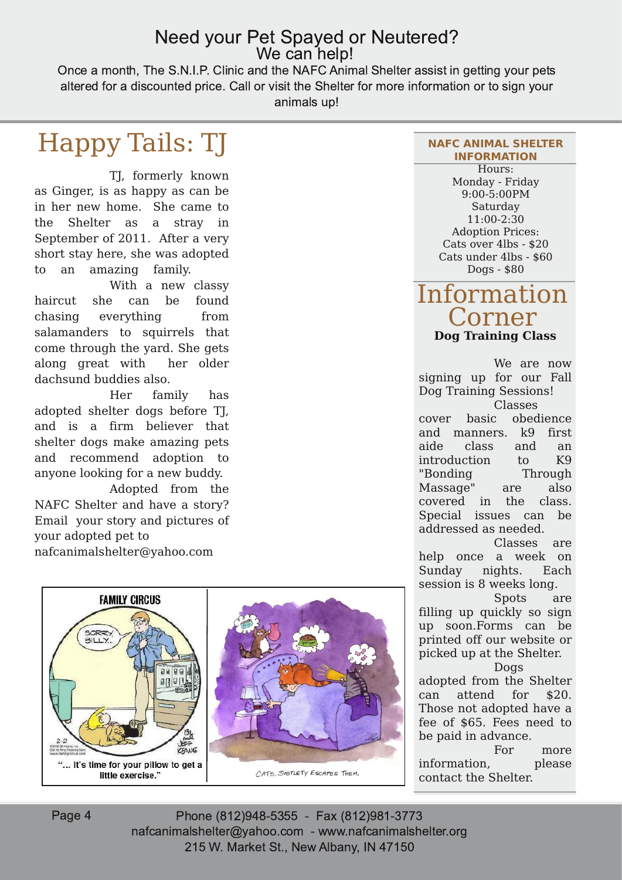## Need your Pet Spayed or Neutered?
We can help!

Once a month, The S.N.I.P. Clinic and the NAFC Animal Shelter assist in getting your pets altered for a discounted price. Call or visit the Shelter for more information or to sign your animals up!

# Happy Tails: TJ

TJ, formerly known as Ginger, is as happy as can be in her new home. She came to the Shelter as a stray in September of 2011. After a very short stay here, she was adopted to an amazing family.

With a new classy haircut she can be found chasing everything from salamanders to squirrels that come through the yard. She gets along great with her older dachsund buddies also.

Her family has adopted shelter dogs before TJ, and is a firm believer that shelter dogs make amazing pets and recommend adoption to anyone looking for a new buddy.

Adopted from the NAFC Shelter and have a story? Email your story and pictures of your adopted pet to nafcanimalshelter@yahoo.com

FAMILY CIRCUS

"... it's time for your pillow to get a little exercise."

CATS. SUBTLETY ESCAPES THEM.

### NAFC ANIMAL SHELTER INFORMATION

Hours:
Monday - Friday
9:00-5:00PM
Saturday
11:00-2:30

Adoption Prices:
Cats over 4lbs - $20
Cats under 4lbs - $60
Dogs - $80

# Information Corner

**Dog Training Class**

We are now signing up for our Fall Dog Training Sessions!

Classes cover basic obedience and manners. k9 first aide class and an introduction to K9 "Bonding Through Massage" are also covered in the class. Special issues can be addressed as needed.

Classes are help once a week on Sunday nights. Each session is 8 weeks long.

Spots are filling up quickly so sign up soon.Forms can be printed off our website or picked up at the Shelter.

Dogs adopted from the Shelter can attend for $20. Those not adopted have a fee of $65. Fees need to be paid in advance.

For more information, please contact the Shelter.

Phone (812)948-5355 - Fax (812)981-3773
nafcanimalshelter@yahoo.com - www.nafcanimalshelter.org
215 W. Market St., New Albany, IN 47150